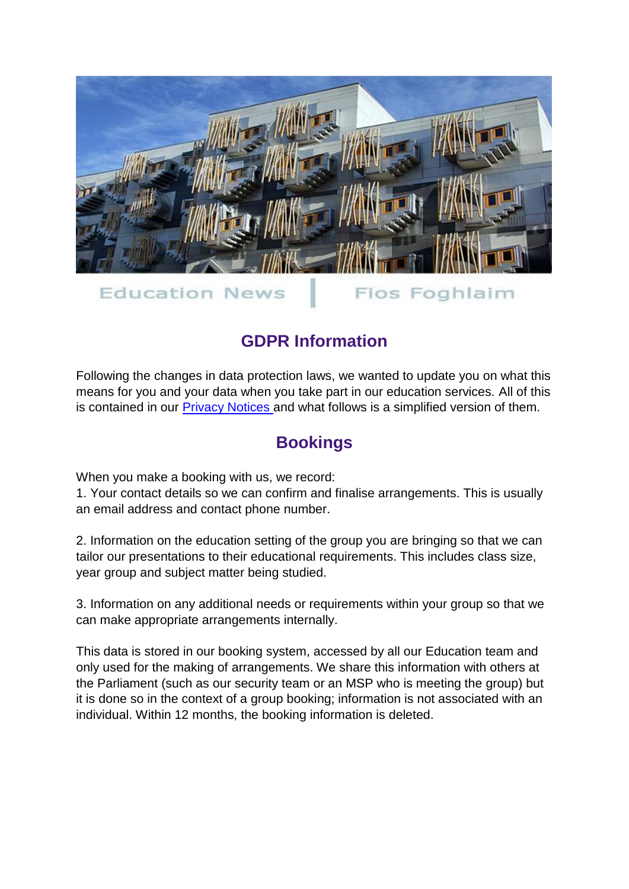Education News | Fios Foghlaim

## GDPR Information

Following the changes in data protection laws, we wanted to update you on what this means for you and your data when you take part in our education services. All of this is contained in our [Privacy Notices](#) and what follows is a simplified version of them.

## Bookings

When you make a booking with us, we record:

1. Your contact details so we can confirm and finalise arrangements. This is usually an email address and contact phone number.

2. Information on the education setting of the group you are bringing so that we can tailor our presentations to their educational requirements. This includes class size, year group and subject matter being studied.

3. Information on any additional needs or requirements within your group so that we can make appropriate arrangements internally.

This data is stored in our booking system, accessed by all our Education team and only used for the making of arrangements. We share this information with others at the Parliament (such as our security team or an MSP who is meeting the group) but it is done so in the context of a group booking; information is not associated with an individual. Within 12 months, the booking information is deleted.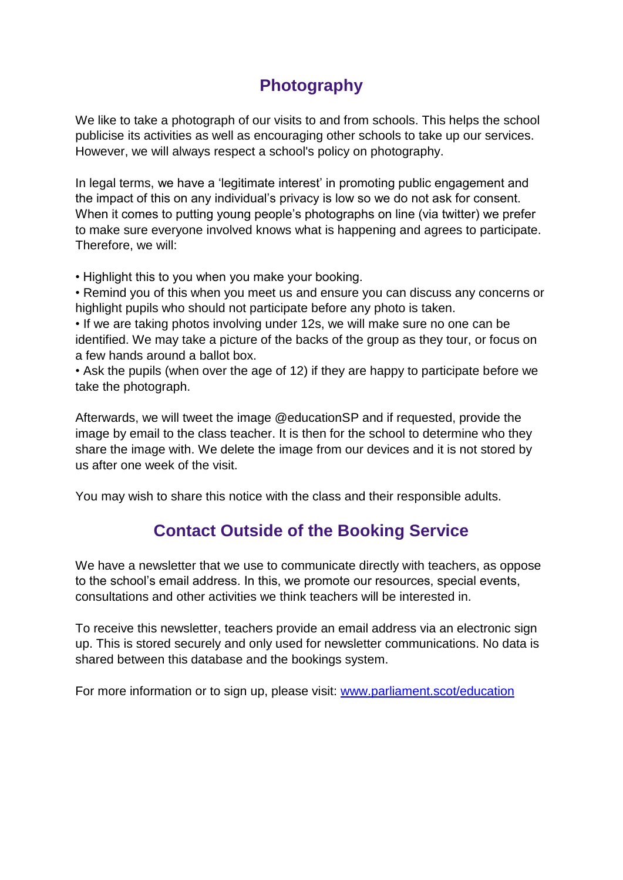## Photography

We like to take a photograph of our visits to and from schools. This helps the school publicise its activities as well as encouraging other schools to take up our services. However, we will always respect a school's policy on photography.

In legal terms, we have a 'legitimate interest' in promoting public engagement and the impact of this on any individual's privacy is low so we do not ask for consent. When it comes to putting young people's photographs on line (via twitter) we prefer to make sure everyone involved knows what is happening and agrees to participate. Therefore, we will:

• Highlight this to you when you make your booking.
• Remind you of this when you meet us and ensure you can discuss any concerns or highlight pupils who should not participate before any photo is taken.
• If we are taking photos involving under 12s, we will make sure no one can be identified. We may take a picture of the backs of the group as they tour, or focus on a few hands around a ballot box.
• Ask the pupils (when over the age of 12) if they are happy to participate before we take the photograph.

Afterwards, we will tweet the image @educationSP and if requested, provide the image by email to the class teacher. It is then for the school to determine who they share the image with. We delete the image from our devices and it is not stored by us after one week of the visit.

You may wish to share this notice with the class and their responsible adults.

## Contact Outside of the Booking Service

We have a newsletter that we use to communicate directly with teachers, as oppose to the school's email address. In this, we promote our resources, special events, consultations and other activities we think teachers will be interested in.

To receive this newsletter, teachers provide an email address via an electronic sign up. This is stored securely and only used for newsletter communications. No data is shared between this database and the bookings system.

For more information or to sign up, please visit: [www.parliament.scot/education](http://www.parliament.scot/education)